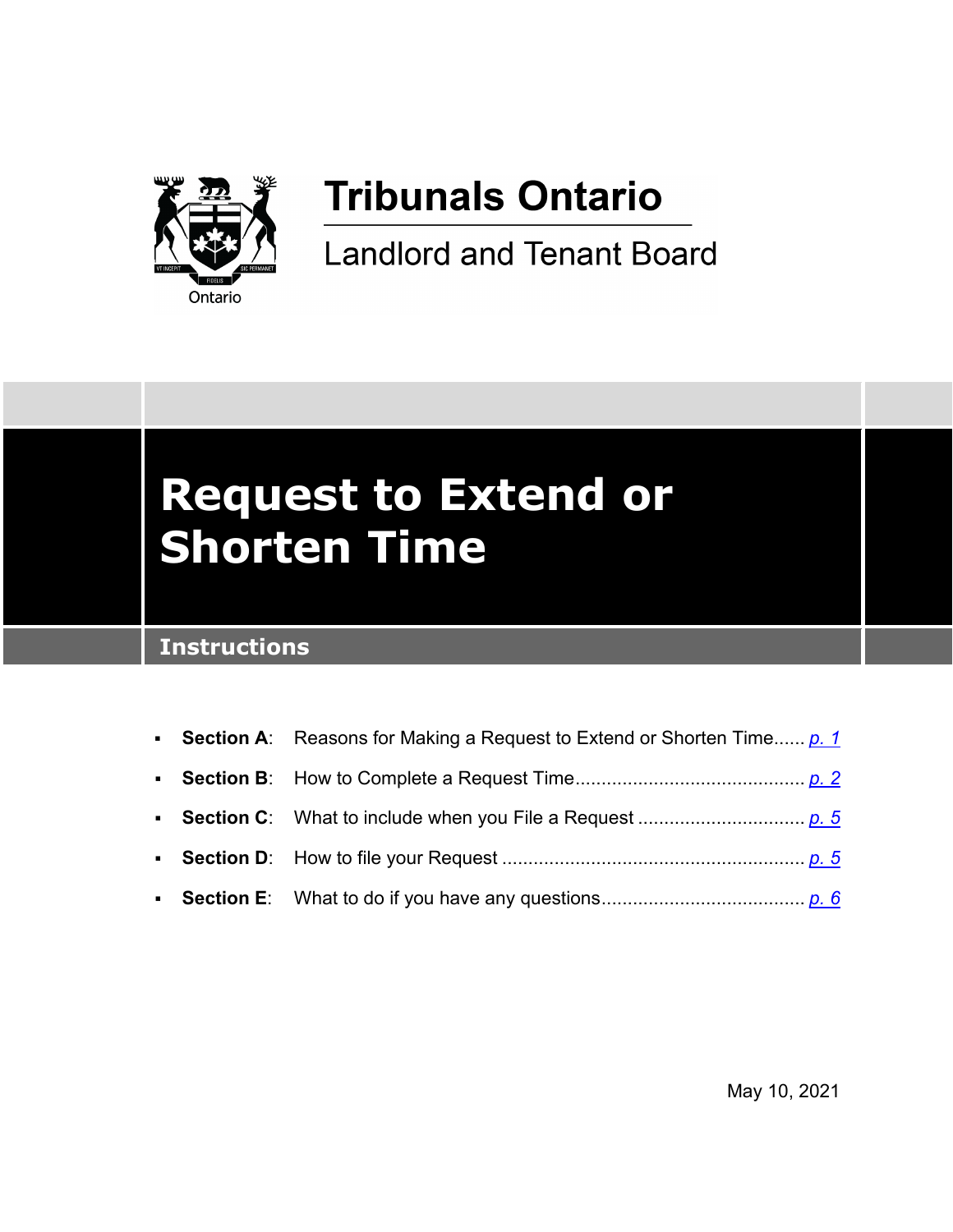Tribunals Ontario

Landlord and Tenant Board

# Request to Extend or Shorten Time

## Instructions

- **Section A**: Reasons for Making a Request to Extend or Shorten Time...... p. 1
- **Section B**: How to Complete a Request Time........................................... p. 2
- **Section C**: What to include when you File a Request ............................... p. 5
- **Section D**: How to file your Request ......................................................... p. 5
- **Section E**: What to do if you have any questions...................................... p. 6

May 10, 2021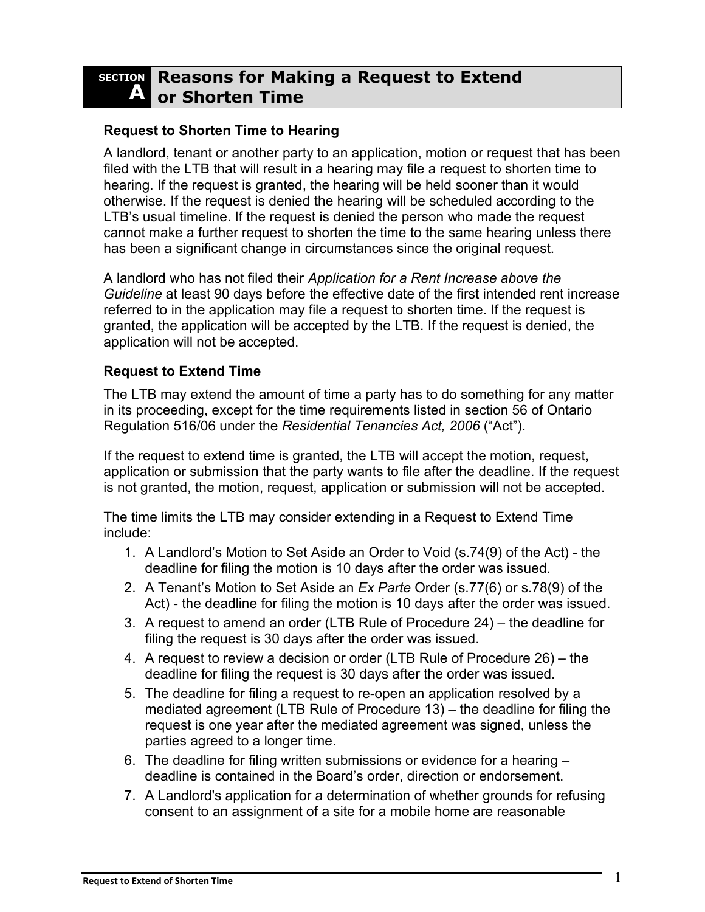## SECTION A Reasons for Making a Request to Extend or Shorten Time

### Request to Shorten Time to Hearing

A landlord, tenant or another party to an application, motion or request that has been filed with the LTB that will result in a hearing may file a request to shorten time to hearing. If the request is granted, the hearing will be held sooner than it would otherwise. If the request is denied the hearing will be scheduled according to the LTB's usual timeline. If the request is denied the person who made the request cannot make a further request to shorten the time to the same hearing unless there has been a significant change in circumstances since the original request.

A landlord who has not filed their *Application for a Rent Increase above the Guideline* at least 90 days before the effective date of the first intended rent increase referred to in the application may file a request to shorten time. If the request is granted, the application will be accepted by the LTB. If the request is denied, the application will not be accepted.

### Request to Extend Time

The LTB may extend the amount of time a party has to do something for any matter in its proceeding, except for the time requirements listed in section 56 of Ontario Regulation 516/06 under the *Residential Tenancies Act, 2006* ("Act").

If the request to extend time is granted, the LTB will accept the motion, request, application or submission that the party wants to file after the deadline. If the request is not granted, the motion, request, application or submission will not be accepted.

The time limits the LTB may consider extending in a Request to Extend Time include:

1. A Landlord's Motion to Set Aside an Order to Void (s.74(9) of the Act) - the deadline for filing the motion is 10 days after the order was issued.
2. A Tenant's Motion to Set Aside an *Ex Parte* Order (s.77(6) or s.78(9) of the Act) - the deadline for filing the motion is 10 days after the order was issued.
3. A request to amend an order (LTB Rule of Procedure 24) – the deadline for filing the request is 30 days after the order was issued.
4. A request to review a decision or order (LTB Rule of Procedure 26) – the deadline for filing the request is 30 days after the order was issued.
5. The deadline for filing a request to re-open an application resolved by a mediated agreement (LTB Rule of Procedure 13) – the deadline for filing the request is one year after the mediated agreement was signed, unless the parties agreed to a longer time.
6. The deadline for filing written submissions or evidence for a hearing – deadline is contained in the Board's order, direction or endorsement.
7. A Landlord's application for a determination of whether grounds for refusing consent to an assignment of a site for a mobile home are reasonable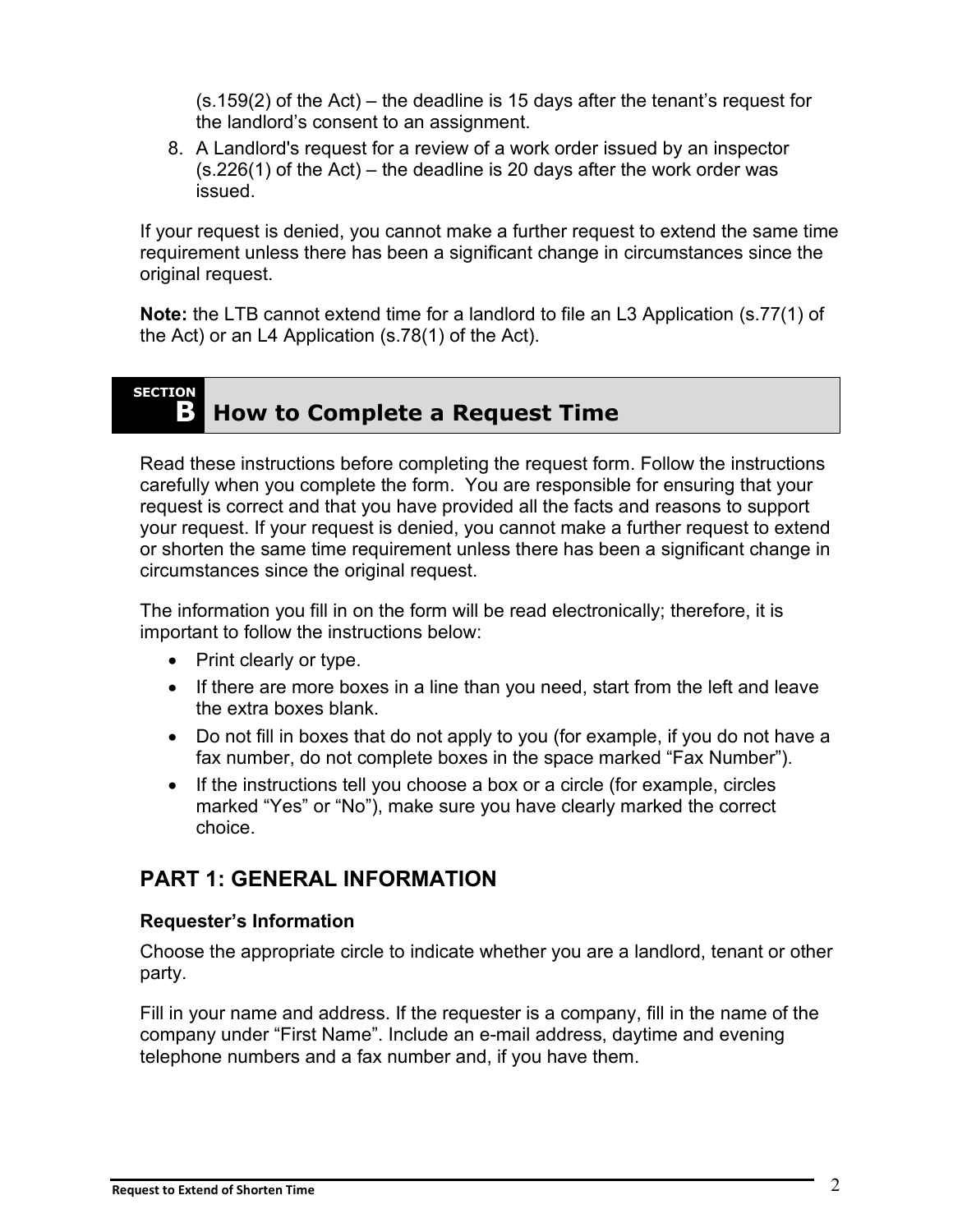(s.159(2) of the Act) – the deadline is 15 days after the tenant's request for the landlord's consent to an assignment.

8. A Landlord's request for a review of a work order issued by an inspector (s.226(1) of the Act) – the deadline is 20 days after the work order was issued.

If your request is denied, you cannot make a further request to extend the same time requirement unless there has been a significant change in circumstances since the original request.

**Note:** the LTB cannot extend time for a landlord to file an L3 Application (s.77(1) of the Act) or an L4 Application (s.78(1) of the Act).

## SECTION B How to Complete a Request Time

Read these instructions before completing the request form. Follow the instructions carefully when you complete the form. You are responsible for ensuring that your request is correct and that you have provided all the facts and reasons to support your request. If your request is denied, you cannot make a further request to extend or shorten the same time requirement unless there has been a significant change in circumstances since the original request.

The information you fill in on the form will be read electronically; therefore, it is important to follow the instructions below:

- Print clearly or type.
- If there are more boxes in a line than you need, start from the left and leave the extra boxes blank.
- Do not fill in boxes that do not apply to you (for example, if you do not have a fax number, do not complete boxes in the space marked "Fax Number").
- If the instructions tell you choose a box or a circle (for example, circles marked "Yes" or "No"), make sure you have clearly marked the correct choice.

## PART 1: GENERAL INFORMATION

### Requester's Information

Choose the appropriate circle to indicate whether you are a landlord, tenant or other party.

Fill in your name and address. If the requester is a company, fill in the name of the company under "First Name". Include an e-mail address, daytime and evening telephone numbers and a fax number and, if you have them.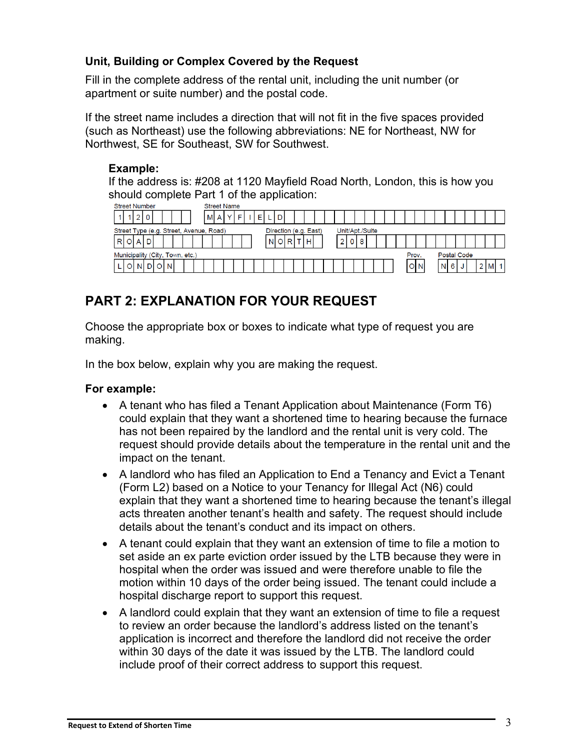### Unit, Building or Complex Covered by the Request

Fill in the complete address of the rental unit, including the unit number (or apartment or suite number) and the postal code.

If the street name includes a direction that will not fit in the five spaces provided (such as Northeast) use the following abbreviations: NE for Northeast, NW for Northwest, SE for Southeast, SW for Southwest.

**Example:**
If the address is: #208 at 1120 Mayfield Road North, London, this is how you should complete Part 1 of the application:

| Street Number | Street Name |
|---|---|
| 1120 | MAYFIELD |

| Street Type (e.g. Street, Avenue, Road) | Direction (e.g. East) | Unit/Apt./Suite |
|---|---|---|
| ROAD | NORTH | 208 |

| Municipality (City, Town, etc.) | Prov. | Postal Code |
|---|---|---|
| LONDON | ON | N6J 2M1 |

## PART 2: EXPLANATION FOR YOUR REQUEST

Choose the appropriate box or boxes to indicate what type of request you are making.

In the box below, explain why you are making the request.

**For example:**

- A tenant who has filed a Tenant Application about Maintenance (Form T6) could explain that they want a shortened time to hearing because the furnace has not been repaired by the landlord and the rental unit is very cold. The request should provide details about the temperature in the rental unit and the impact on the tenant.
- A landlord who has filed an Application to End a Tenancy and Evict a Tenant (Form L2) based on a Notice to your Tenancy for Illegal Act (N6) could explain that they want a shortened time to hearing because the tenant's illegal acts threaten another tenant's health and safety. The request should include details about the tenant's conduct and its impact on others.
- A tenant could explain that they want an extension of time to file a motion to set aside an ex parte eviction order issued by the LTB because they were in hospital when the order was issued and were therefore unable to file the motion within 10 days of the order being issued. The tenant could include a hospital discharge report to support this request.
- A landlord could explain that they want an extension of time to file a request to review an order because the landlord's address listed on the tenant's application is incorrect and therefore the landlord did not receive the order within 30 days of the date it was issued by the LTB. The landlord could include proof of their correct address to support this request.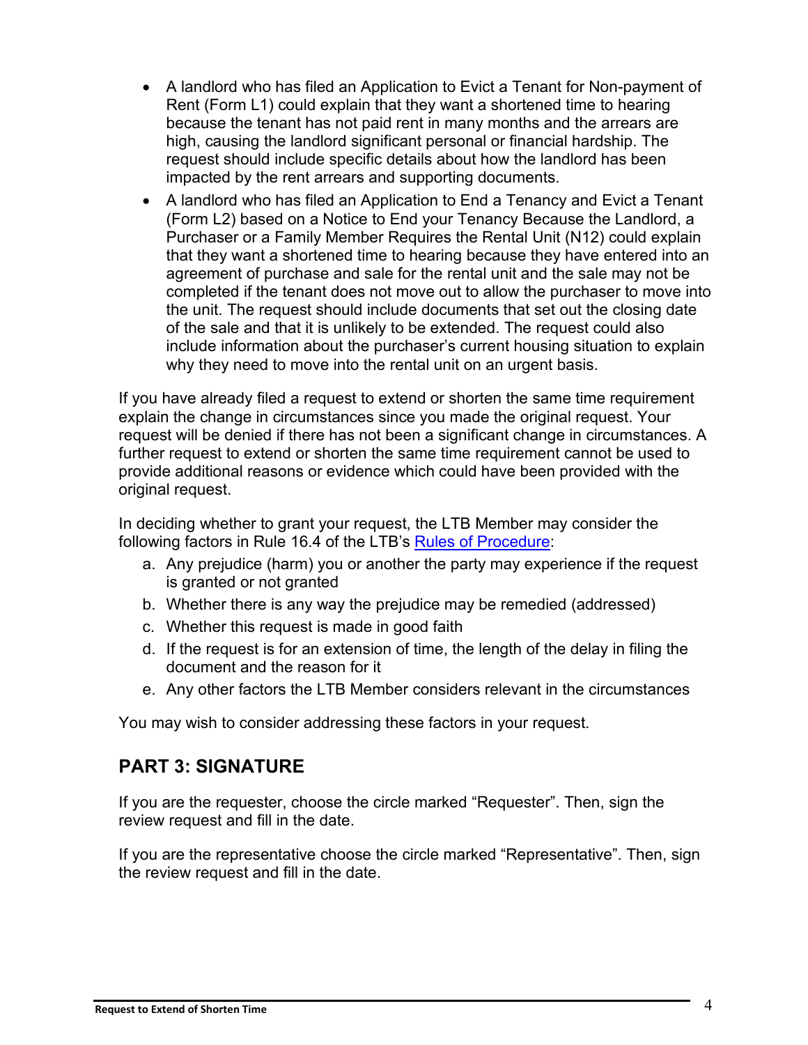- A landlord who has filed an Application to Evict a Tenant for Non-payment of Rent (Form L1) could explain that they want a shortened time to hearing because the tenant has not paid rent in many months and the arrears are high, causing the landlord significant personal or financial hardship. The request should include specific details about how the landlord has been impacted by the rent arrears and supporting documents.
- A landlord who has filed an Application to End a Tenancy and Evict a Tenant (Form L2) based on a Notice to End your Tenancy Because the Landlord, a Purchaser or a Family Member Requires the Rental Unit (N12) could explain that they want a shortened time to hearing because they have entered into an agreement of purchase and sale for the rental unit and the sale may not be completed if the tenant does not move out to allow the purchaser to move into the unit. The request should include documents that set out the closing date of the sale and that it is unlikely to be extended. The request could also include information about the purchaser's current housing situation to explain why they need to move into the rental unit on an urgent basis.

If you have already filed a request to extend or shorten the same time requirement explain the change in circumstances since you made the original request. Your request will be denied if there has not been a significant change in circumstances. A further request to extend or shorten the same time requirement cannot be used to provide additional reasons or evidence which could have been provided with the original request.

In deciding whether to grant your request, the LTB Member may consider the following factors in Rule 16.4 of the LTB's Rules of Procedure:

a. Any prejudice (harm) you or another the party may experience if the request is granted or not granted
b. Whether there is any way the prejudice may be remedied (addressed)
c. Whether this request is made in good faith
d. If the request is for an extension of time, the length of the delay in filing the document and the reason for it
e. Any other factors the LTB Member considers relevant in the circumstances

You may wish to consider addressing these factors in your request.

## PART 3: SIGNATURE

If you are the requester, choose the circle marked "Requester". Then, sign the review request and fill in the date.

If you are the representative choose the circle marked "Representative". Then, sign the review request and fill in the date.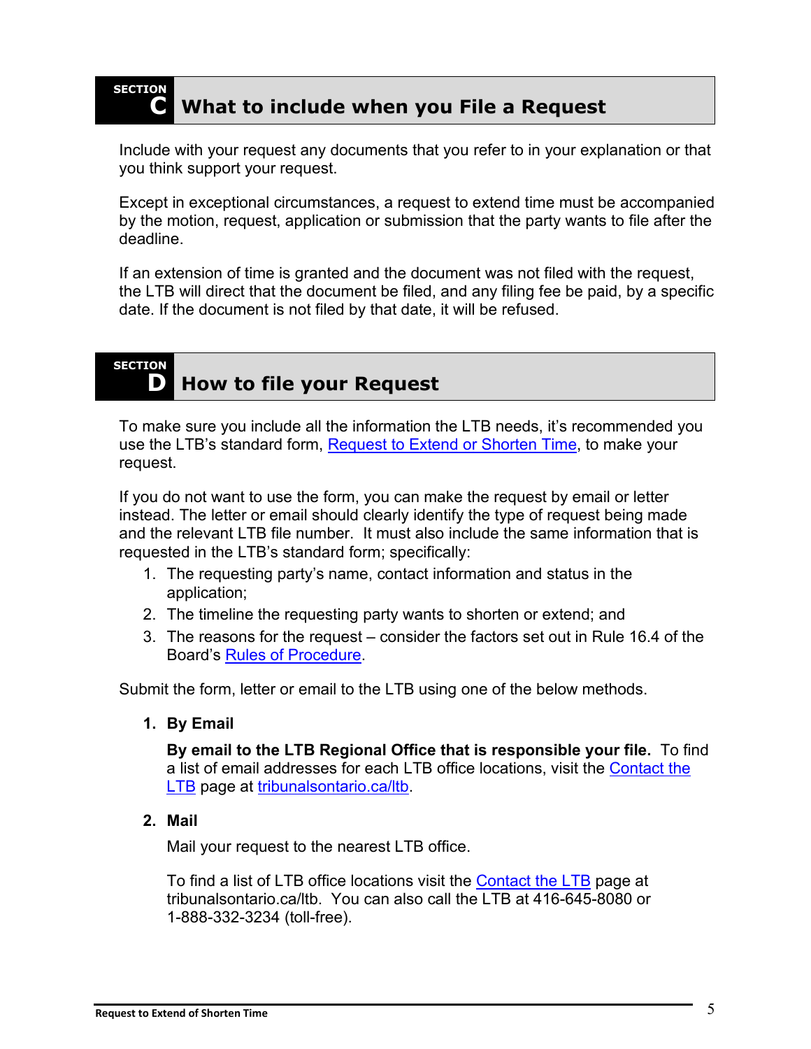## SECTION C What to include when you File a Request

Include with your request any documents that you refer to in your explanation or that you think support your request.

Except in exceptional circumstances, a request to extend time must be accompanied by the motion, request, application or submission that the party wants to file after the deadline.

If an extension of time is granted and the document was not filed with the request, the LTB will direct that the document be filed, and any filing fee be paid, by a specific date. If the document is not filed by that date, it will be refused.

## SECTION D How to file your Request

To make sure you include all the information the LTB needs, it's recommended you use the LTB's standard form, Request to Extend or Shorten Time, to make your request.

If you do not want to use the form, you can make the request by email or letter instead. The letter or email should clearly identify the type of request being made and the relevant LTB file number. It must also include the same information that is requested in the LTB's standard form; specifically:

1. The requesting party's name, contact information and status in the application;
2. The timeline the requesting party wants to shorten or extend; and
3. The reasons for the request – consider the factors set out in Rule 16.4 of the Board's Rules of Procedure.

Submit the form, letter or email to the LTB using one of the below methods.

1. **By Email**

   **By email to the LTB Regional Office that is responsible your file.** To find a list of email addresses for each LTB office locations, visit the Contact the LTB page at tribunalsontario.ca/ltb.

2. **Mail**

   Mail your request to the nearest LTB office.

   To find a list of LTB office locations visit the Contact the LTB page at tribunalsontario.ca/ltb. You can also call the LTB at 416-645-8080 or 1-888-332-3234 (toll-free).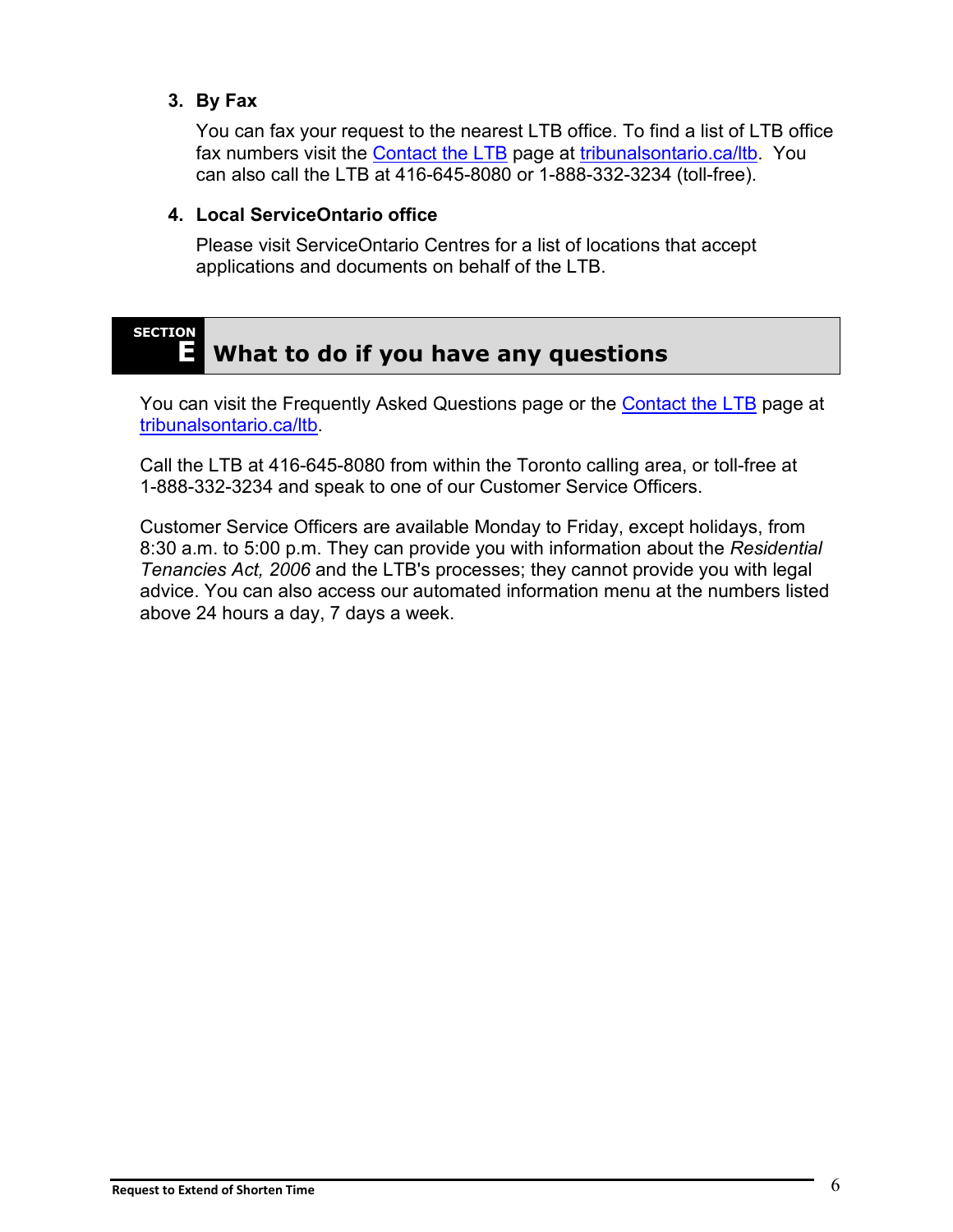3. **By Fax**

   You can fax your request to the nearest LTB office. To find a list of LTB office fax numbers visit the Contact the LTB page at tribunalsontario.ca/ltb. You can also call the LTB at 416-645-8080 or 1-888-332-3234 (toll-free).

4. **Local ServiceOntario office**

   Please visit ServiceOntario Centres for a list of locations that accept applications and documents on behalf of the LTB.

## SECTION E What to do if you have any questions

You can visit the Frequently Asked Questions page or the Contact the LTB page at tribunalsontario.ca/ltb.

Call the LTB at 416-645-8080 from within the Toronto calling area, or toll-free at 1-888-332-3234 and speak to one of our Customer Service Officers.

Customer Service Officers are available Monday to Friday, except holidays, from 8:30 a.m. to 5:00 p.m. They can provide you with information about the *Residential Tenancies Act, 2006* and the LTB's processes; they cannot provide you with legal advice. You can also access our automated information menu at the numbers listed above 24 hours a day, 7 days a week.